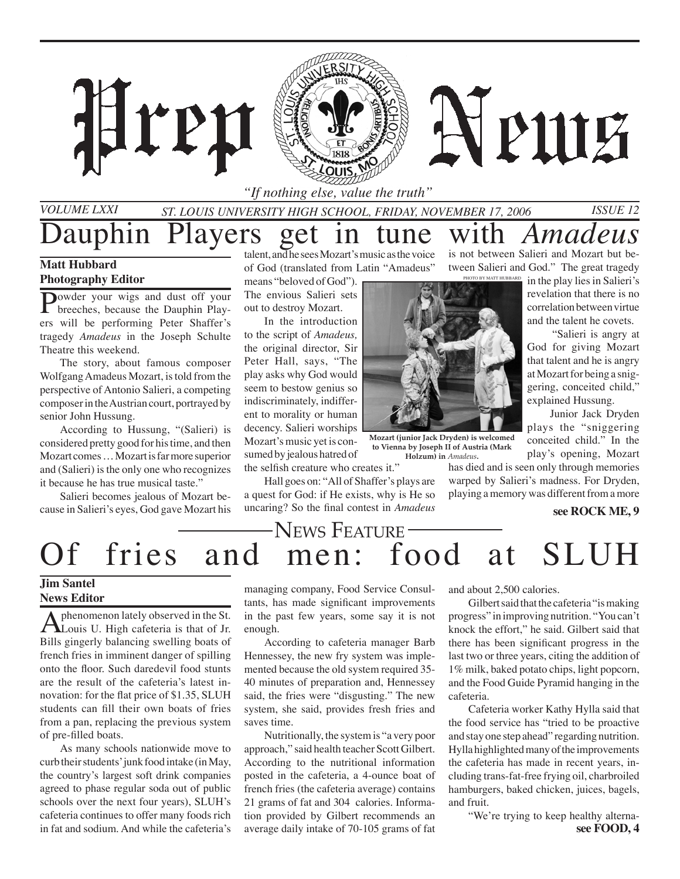# Prep News

*"If nothing else, value the truth"*

VOLUME LXXI — ST. LOUIS UNIVERSITY HIGH SCHOOL, FRIDAY, NOVEMBER 17, 2006 — ISSUE 12

## Dauphin Players get in tune with *Amadeus*

**Matt Hubbard**
**Photography Editor**

Powder your wigs and dust off your breeches, because the Dauphin Players will be performing Peter Shaffer's tragedy *Amadeus* in the Joseph Schulte Theatre this weekend.

The story, about famous composer Wolfgang Amadeus Mozart, is told from the perspective of Antonio Salieri, a competing composer in the Austrian court, portrayed by senior John Hussung.

According to Hussung, "(Salieri) is considered pretty good for his time, and then Mozart comes … Mozart is far more superior and (Salieri) is the only one who recognizes it because he has true musical taste."

Salieri becomes jealous of Mozart because in Salieri's eyes, God gave Mozart his talent, and he sees Mozart's music as the voice of God (translated from Latin "Amadeus" means "beloved of God"). The envious Salieri sets out to destroy Mozart.

In the introduction to the script of *Amadeus,* the original director, Sir Peter Hall, says, "The play asks why God would seem to bestow genius so indiscriminately, indifferent to morality or human decency. Salieri worships Mozart's music yet is consumed by jealous hatred of the selfish creature who creates it."

Hall goes on: "All of Shaffer's plays are a quest for God: if He exists, why is He so uncaring? So the final contest in *Amadeus* is not between Salieri and Mozart but between Salieri and God." The great tragedy in the play lies in Salieri's revelation that there is no correlation between virtue and the talent he covets.

PHOTO BY MATT HUBBARD

**Mozart (junior Jack Dryden) is welcomed to Vienna by Joseph II of Austria (Mark Holzum) in *Amadeus*.**

"Salieri is angry at God for giving Mozart that talent and he is angry at Mozart for being a sniggering, conceited child," explained Hussung.

Junior Jack Dryden plays the "sniggering conceited child." In the play's opening, Mozart has died and is seen only through memories warped by Salieri's madness. For Dryden, playing a memory was different from a more

**see ROCK ME, 9**

### News Feature

## Of fries and men: food at SLUH

**Jim Santel**
**News Editor**

A phenomenon lately observed in the St. Louis U. High cafeteria is that of Jr. Bills gingerly balancing swelling boats of french fries in imminent danger of spilling onto the floor. Such daredevil food stunts are the result of the cafeteria's latest innovation: for the flat price of $1.35, SLUH students can fill their own boats of fries from a pan, replacing the previous system of pre-filled boats.

As many schools nationwide move to curb their students' junk food intake (in May, the country's largest soft drink companies agreed to phase regular soda out of public schools over the next four years), SLUH's cafeteria continues to offer many foods rich in fat and sodium. And while the cafeteria's managing company, Food Service Consultants, has made significant improvements in the past few years, some say it is not enough.

According to cafeteria manager Barb Hennessey, the new fry system was implemented because the old system required 35-40 minutes of preparation and, Hennessey said, the fries were "disgusting." The new system, she said, provides fresh fries and saves time.

Nutritionally, the system is "a very poor approach," said health teacher Scott Gilbert. According to the nutritional information posted in the cafeteria, a 4-ounce boat of french fries (the cafeteria average) contains 21 grams of fat and 304 calories. Information provided by Gilbert recommends an average daily intake of 70-105 grams of fat and about 2,500 calories.

Gilbert said that the cafeteria "is making progress" in improving nutrition. "You can't knock the effort," he said. Gilbert said that there has been significant progress in the last two or three years, citing the addition of 1% milk, baked potato chips, light popcorn, and the Food Guide Pyramid hanging in the cafeteria.

Cafeteria worker Kathy Hylla said that the food service has "tried to be proactive and stay one step ahead" regarding nutrition. Hylla highlighted many of the improvements the cafeteria has made in recent years, including trans-fat-free frying oil, charbroiled hamburgers, baked chicken, juices, bagels, and fruit.

"We're trying to keep healthy alterna-

**see FOOD, 4**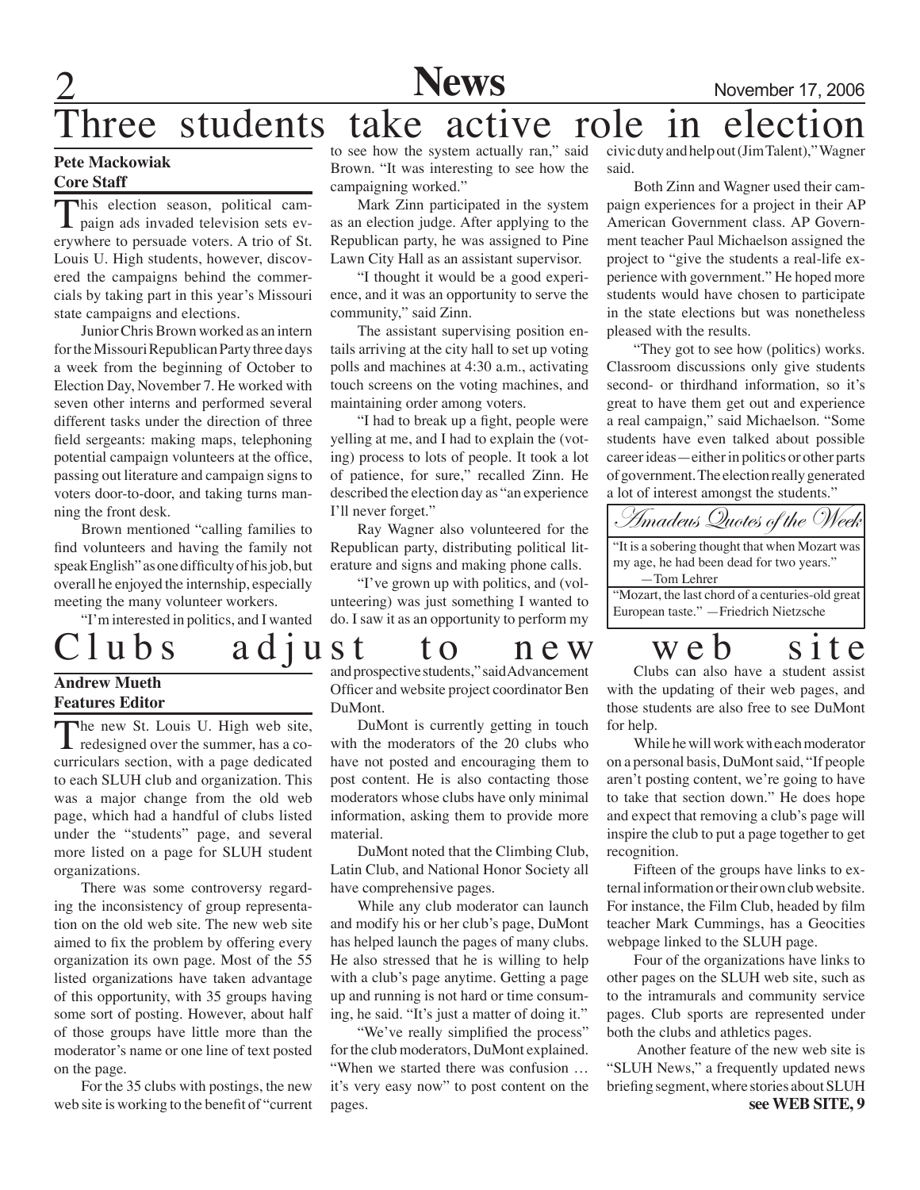# Three students take active role in election

**Pete Mackowiak**
**Core Staff**

This election season, political campaign ads invaded television sets everywhere to persuade voters. A trio of St. Louis U. High students, however, discovered the campaigns behind the commercials by taking part in this year's Missouri state campaigns and elections.

Junior Chris Brown worked as an intern for the Missouri Republican Party three days a week from the beginning of October to Election Day, November 7. He worked with seven other interns and performed several different tasks under the direction of three field sergeants: making maps, telephoning potential campaign volunteers at the office, passing out literature and campaign signs to voters door-to-door, and taking turns manning the front desk.

Brown mentioned "calling families to find volunteers and having the family not speak English" as one difficulty of his job, but overall he enjoyed the internship, especially meeting the many volunteer workers.

"I'm interested in politics, and I wanted to see how the system actually ran," said Brown. "It was interesting to see how the campaigning worked."

Mark Zinn participated in the system as an election judge. After applying to the Republican party, he was assigned to Pine Lawn City Hall as an assistant supervisor.

"I thought it would be a good experience, and it was an opportunity to serve the community," said Zinn.

The assistant supervising position entails arriving at the city hall to set up voting polls and machines at 4:30 a.m., activating touch screens on the voting machines, and maintaining order among voters.

"I had to break up a fight, people were yelling at me, and I had to explain the (voting) process to lots of people. It took a lot of patience, for sure," recalled Zinn. He described the election day as "an experience I'll never forget."

Ray Wagner also volunteered for the Republican party, distributing political literature and signs and making phone calls.

"I've grown up with politics, and (volunteering) was just something I wanted to do. I saw it as an opportunity to perform my civic duty and help out (Jim Talent)," Wagner said.

Both Zinn and Wagner used their campaign experiences for a project in their AP American Government class. AP Government teacher Paul Michaelson assigned the project to "give the students a real-life experience with government." He hoped more students would have chosen to participate in the state elections but was nonetheless pleased with the results.

"They got to see how (politics) works. Classroom discussions only give students second- or thirdhand information, so it's great to have them get out and experience a real campaign," said Michaelson. "Some students have even talked about possible career ideas—either in politics or other parts of government. The election really generated a lot of interest amongst the students."

## *Amadeus Quotes of the Week*

"It is a sobering thought that when Mozart was my age, he had been dead for two years."
—Tom Lehrer

"Mozart, the last chord of a centuries-old great European taste." —Friedrich Nietzsche

# Clubs adjust to new web site

**Andrew Mueth**
**Features Editor**

The new St. Louis U. High web site, redesigned over the summer, has a co-curriculars section, with a page dedicated to each SLUH club and organization. This was a major change from the old web page, which had a handful of clubs listed under the "students" page, and several more listed on a page for SLUH student organizations.

There was some controversy regarding the inconsistency of group representation on the old web site. The new web site aimed to fix the problem by offering every organization its own page. Most of the 55 listed organizations have taken advantage of this opportunity, with 35 groups having some sort of posting. However, about half of those groups have little more than the moderator's name or one line of text posted on the page.

For the 35 clubs with postings, the new web site is working to the benefit of "current and prospective students," said Advancement Officer and website project coordinator Ben DuMont.

DuMont is currently getting in touch with the moderators of the 20 clubs who have not posted and encouraging them to post content. He is also contacting those moderators whose clubs have only minimal information, asking them to provide more material.

DuMont noted that the Climbing Club, Latin Club, and National Honor Society all have comprehensive pages.

While any club moderator can launch and modify his or her club's page, DuMont has helped launch the pages of many clubs. He also stressed that he is willing to help with a club's page anytime. Getting a page up and running is not hard or time consuming, he said. "It's just a matter of doing it."

"We've really simplified the process" for the club moderators, DuMont explained. "When we started there was confusion … it's very easy now" to post content on the pages.

Clubs can also have a student assist with the updating of their web pages, and those students are also free to see DuMont for help.

While he will work with each moderator on a personal basis, DuMont said, "If people aren't posting content, we're going to have to take that section down." He does hope and expect that removing a club's page will inspire the club to put a page together to get recognition.

Fifteen of the groups have links to external information or their own club website. For instance, the Film Club, headed by film teacher Mark Cummings, has a Geocities webpage linked to the SLUH page.

Four of the organizations have links to other pages on the SLUH web site, such as to the intramurals and community service pages. Club sports are represented under both the clubs and athletics pages.

Another feature of the new web site is "SLUH News," a frequently updated news briefing segment, where stories about SLUH

**see WEB SITE, 9**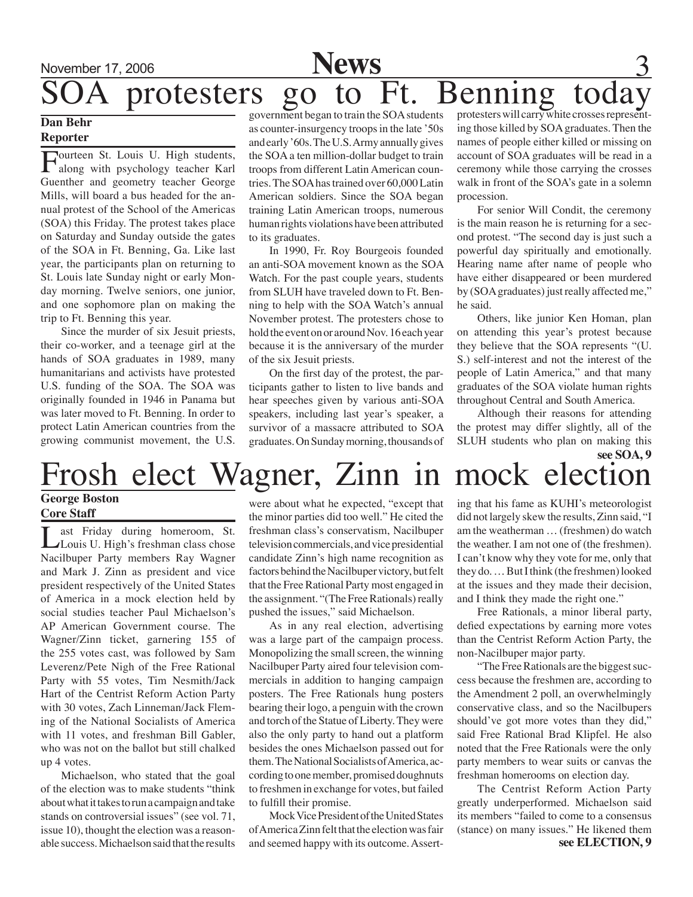# SOA protesters go to Ft. Benning today

**Dan Behr**
**Reporter**

Fourteen St. Louis U. High students, along with psychology teacher Karl Guenther and geometry teacher George Mills, will board a bus headed for the annual protest of the School of the Americas (SOA) this Friday. The protest takes place on Saturday and Sunday outside the gates of the SOA in Ft. Benning, Ga. Like last year, the participants plan on returning to St. Louis late Sunday night or early Monday morning. Twelve seniors, one junior, and one sophomore plan on making the trip to Ft. Benning this year.

Since the murder of six Jesuit priests, their co-worker, and a teenage girl at the hands of SOA graduates in 1989, many humanitarians and activists have protested U.S. funding of the SOA. The SOA was originally founded in 1946 in Panama but was later moved to Ft. Benning. In order to protect Latin American countries from the growing communist movement, the U.S. government began to train the SOA students as counter-insurgency troops in the late '50s and early '60s. The U.S. Army annually gives the SOA a ten million-dollar budget to train troops from different Latin American countries. The SOA has trained over 60,000 Latin American soldiers. Since the SOA began training Latin American troops, numerous human rights violations have been attributed to its graduates.

In 1990, Fr. Roy Bourgeois founded an anti-SOA movement known as the SOA Watch. For the past couple years, students from SLUH have traveled down to Ft. Benning to help with the SOA Watch's annual November protest. The protesters chose to hold the event on or around Nov. 16 each year because it is the anniversary of the murder of the six Jesuit priests.

On the first day of the protest, the participants gather to listen to live bands and hear speeches given by various anti-SOA speakers, including last year's speaker, a survivor of a massacre attributed to SOA graduates. On Sunday morning, thousands of protesters will carry white crosses representing those killed by SOA graduates. Then the names of people either killed or missing on account of SOA graduates will be read in a ceremony while those carrying the crosses walk in front of the SOA's gate in a solemn procession.

For senior Will Condit, the ceremony is the main reason he is returning for a second protest. "The second day is just such a powerful day spiritually and emotionally. Hearing name after name of people who have either disappeared or been murdered by (SOA graduates) just really affected me," he said.

Others, like junior Ken Homan, plan on attending this year's protest because they believe that the SOA represents "(U. S.) self-interest and not the interest of the people of Latin America," and that many graduates of the SOA violate human rights throughout Central and South America.

Although their reasons for attending the protest may differ slightly, all of the SLUH students who plan on making this

**see SOA, 9**

# Frosh elect Wagner, Zinn in mock election

**George Boston**
**Core Staff**

Last Friday during homeroom, St. Louis U. High's freshman class chose Nacilbuper Party members Ray Wagner and Mark J. Zinn as president and vice president respectively of the United States of America in a mock election held by social studies teacher Paul Michaelson's AP American Government course. The Wagner/Zinn ticket, garnering 155 of the 255 votes cast, was followed by Sam Leverenz/Pete Nigh of the Free Rational Party with 55 votes, Tim Nesmith/Jack Hart of the Centrist Reform Action Party with 30 votes, Zach Linneman/Jack Fleming of the National Socialists of America with 11 votes, and freshman Bill Gabler, who was not on the ballot but still chalked up 4 votes.

Michaelson, who stated that the goal of the election was to make students "think about what it takes to run a campaign and take stands on controversial issues" (see vol. 71, issue 10), thought the election was a reasonable success. Michaelson said that the results were about what he expected, "except that the minor parties did too well." He cited the freshman class's conservatism, Nacilbuper television commercials, and vice presidential candidate Zinn's high name recognition as factors behind the Nacilbuper victory, but felt that the Free Rational Party most engaged in the assignment. "(The Free Rationals) really pushed the issues," said Michaelson.

As in any real election, advertising was a large part of the campaign process. Monopolizing the small screen, the winning Nacilbuper Party aired four television commercials in addition to hanging campaign posters. The Free Rationals hung posters bearing their logo, a penguin with the crown and torch of the Statue of Liberty. They were also the only party to hand out a platform besides the ones Michaelson passed out for them. The National Socialists of America, according to one member, promised doughnuts to freshmen in exchange for votes, but failed to fulfill their promise.

Mock Vice President of the United States of America Zinn felt that the election was fair and seemed happy with its outcome. Asserting that his fame as KUHI's meteorologist did not largely skew the results, Zinn said, "I am the weatherman … (freshmen) do watch the weather. I am not one of (the freshmen). I can't know why they vote for me, only that they do. … But I think (the freshmen) looked at the issues and they made their decision, and I think they made the right one."

Free Rationals, a minor liberal party, defied expectations by earning more votes than the Centrist Reform Action Party, the non-Nacilbuper major party.

"The Free Rationals are the biggest success because the freshmen are, according to the Amendment 2 poll, an overwhelmingly conservative class, and so the Nacilbupers should've got more votes than they did," said Free Rational Brad Klipfel. He also noted that the Free Rationals were the only party members to wear suits or canvas the freshman homerooms on election day.

The Centrist Reform Action Party greatly underperformed. Michaelson said its members "failed to come to a consensus (stance) on many issues." He likened them

**see ELECTION, 9**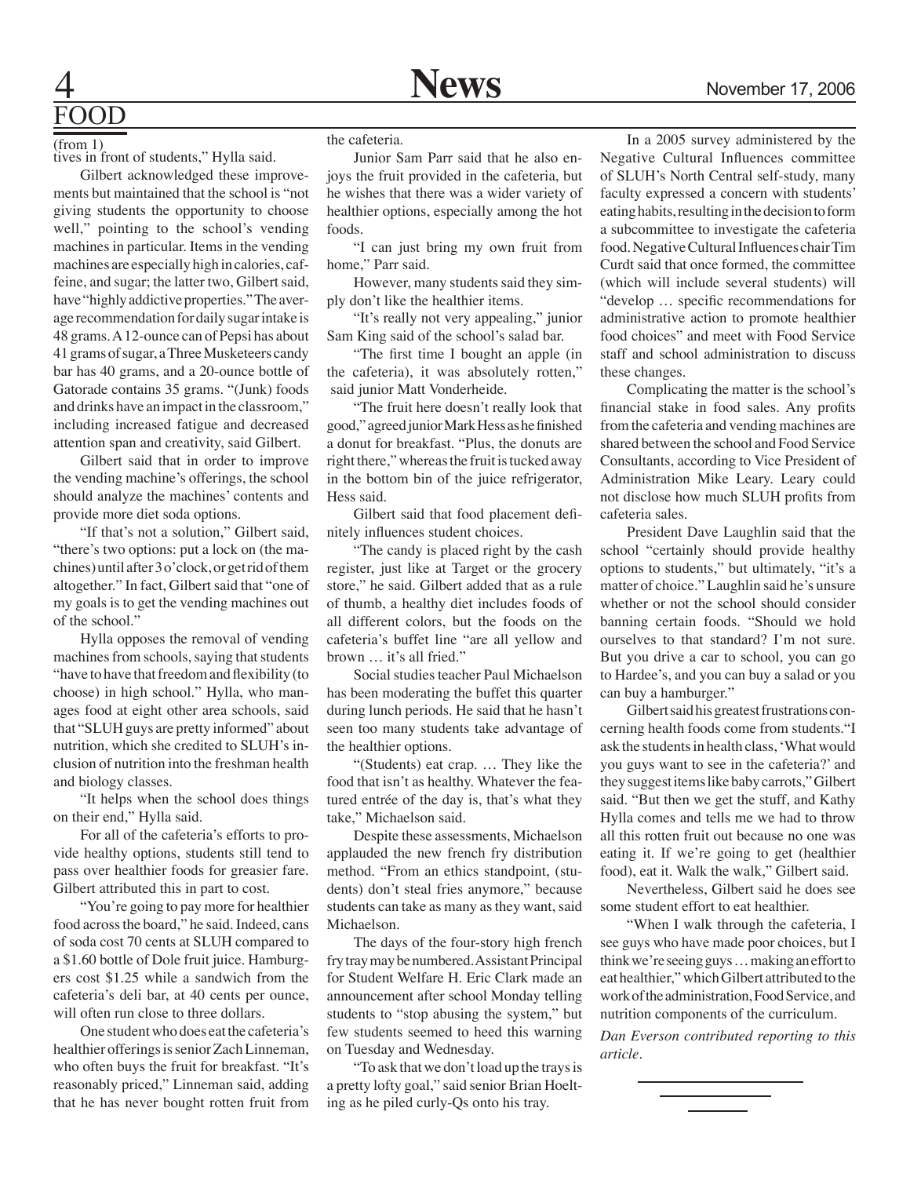## FOOD

(from 1)

tives in front of students," Hylla said.

Gilbert acknowledged these improvements but maintained that the school is "not giving students the opportunity to choose well," pointing to the school's vending machines in particular. Items in the vending machines are especially high in calories, caffeine, and sugar; the latter two, Gilbert said, have "highly addictive properties." The average recommendation for daily sugar intake is 48 grams. A 12-ounce can of Pepsi has about 41 grams of sugar, a Three Musketeers candy bar has 40 grams, and a 20-ounce bottle of Gatorade contains 35 grams. "(Junk) foods and drinks have an impact in the classroom," including increased fatigue and decreased attention span and creativity, said Gilbert.

Gilbert said that in order to improve the vending machine's offerings, the school should analyze the machines' contents and provide more diet soda options.

"If that's not a solution," Gilbert said, "there's two options: put a lock on (the machines) until after 3 o'clock, or get rid of them altogether." In fact, Gilbert said that "one of my goals is to get the vending machines out of the school."

Hylla opposes the removal of vending machines from schools, saying that students "have to have that freedom and flexibility (to choose) in high school." Hylla, who manages food at eight other area schools, said that "SLUH guys are pretty informed" about nutrition, which she credited to SLUH's inclusion of nutrition into the freshman health and biology classes.

"It helps when the school does things on their end," Hylla said.

For all of the cafeteria's efforts to provide healthy options, students still tend to pass over healthier foods for greasier fare. Gilbert attributed this in part to cost.

"You're going to pay more for healthier food across the board," he said. Indeed, cans of soda cost 70 cents at SLUH compared to a $1.60 bottle of Dole fruit juice. Hamburgers cost $1.25 while a sandwich from the cafeteria's deli bar, at 40 cents per ounce, will often run close to three dollars.

One student who does eat the cafeteria's healthier offerings is senior Zach Linneman, who often buys the fruit for breakfast. "It's reasonably priced," Linneman said, adding that he has never bought rotten fruit from the cafeteria.

Junior Sam Parr said that he also enjoys the fruit provided in the cafeteria, but he wishes that there was a wider variety of healthier options, especially among the hot foods.

"I can just bring my own fruit from home," Parr said.

However, many students said they simply don't like the healthier items.

"It's really not very appealing," junior Sam King said of the school's salad bar.

"The first time I bought an apple (in the cafeteria), it was absolutely rotten," said junior Matt Vonderheide.

"The fruit here doesn't really look that good," agreed junior Mark Hess as he finished a donut for breakfast. "Plus, the donuts are right there," whereas the fruit is tucked away in the bottom bin of the juice refrigerator, Hess said.

Gilbert said that food placement definitely influences student choices.

"The candy is placed right by the cash register, just like at Target or the grocery store," he said. Gilbert added that as a rule of thumb, a healthy diet includes foods of all different colors, but the foods on the cafeteria's buffet line "are all yellow and brown … it's all fried."

Social studies teacher Paul Michaelson has been moderating the buffet this quarter during lunch periods. He said that he hasn't seen too many students take advantage of the healthier options.

"(Students) eat crap. … They like the food that isn't as healthy. Whatever the featured entrée of the day is, that's what they take," Michaelson said.

Despite these assessments, Michaelson applauded the new french fry distribution method. "From an ethics standpoint, (students) don't steal fries anymore," because students can take as many as they want, said Michaelson.

The days of the four-story high french fry tray may be numbered. Assistant Principal for Student Welfare H. Eric Clark made an announcement after school Monday telling students to "stop abusing the system," but few students seemed to heed this warning on Tuesday and Wednesday.

"To ask that we don't load up the trays is a pretty lofty goal," said senior Brian Hoelting as he piled curly-Qs onto his tray.

In a 2005 survey administered by the Negative Cultural Influences committee of SLUH's North Central self-study, many faculty expressed a concern with students' eating habits, resulting in the decision to form a subcommittee to investigate the cafeteria food. Negative Cultural Influences chair Tim Curdt said that once formed, the committee (which will include several students) will "develop … specific recommendations for administrative action to promote healthier food choices" and meet with Food Service staff and school administration to discuss these changes.

Complicating the matter is the school's financial stake in food sales. Any profits from the cafeteria and vending machines are shared between the school and Food Service Consultants, according to Vice President of Administration Mike Leary. Leary could not disclose how much SLUH profits from cafeteria sales.

President Dave Laughlin said that the school "certainly should provide healthy options to students," but ultimately, "it's a matter of choice." Laughlin said he's unsure whether or not the school should consider banning certain foods. "Should we hold ourselves to that standard? I'm not sure. But you drive a car to school, you can go to Hardee's, and you can buy a salad or you can buy a hamburger."

Gilbert said his greatest frustrations concerning health foods come from students. "I ask the students in health class, 'What would you guys want to see in the cafeteria?' and they suggest items like baby carrots," Gilbert said. "But then we get the stuff, and Kathy Hylla comes and tells me we had to throw all this rotten fruit out because no one was eating it. If we're going to get (healthier food), eat it. Walk the walk," Gilbert said.

Nevertheless, Gilbert said he does see some student effort to eat healthier.

"When I walk through the cafeteria, I see guys who have made poor choices, but I think we're seeing guys … making an effort to eat healthier," which Gilbert attributed to the work of the administration, Food Service, and nutrition components of the curriculum.

*Dan Everson contributed reporting to this article.*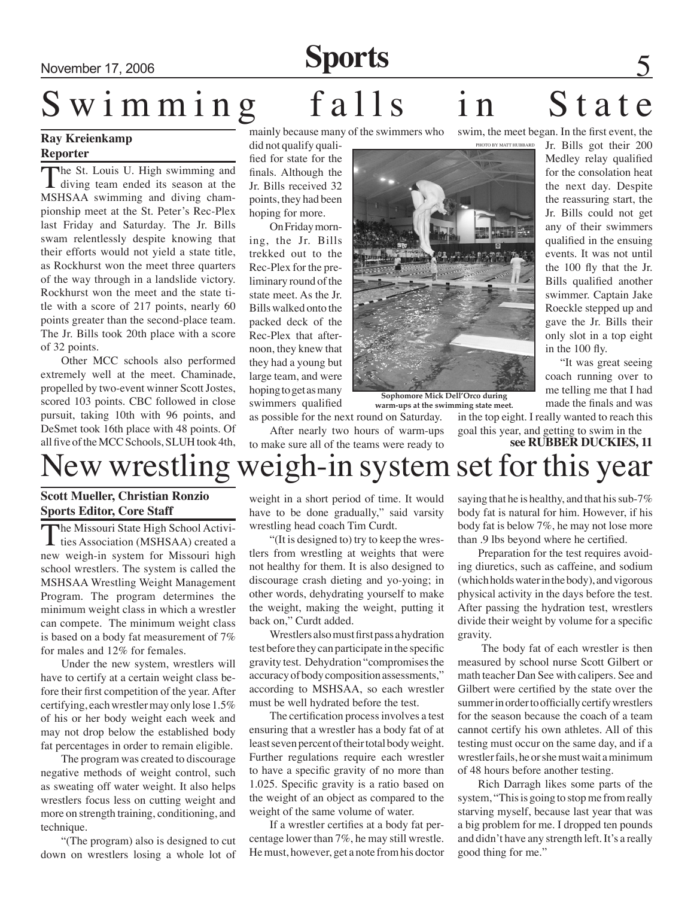# Swimming falls in State

**Ray Kreienkamp**
**Reporter**

The St. Louis U. High swimming and diving team ended its season at the MSHSAA swimming and diving championship meet at the St. Peter's Rec-Plex last Friday and Saturday. The Jr. Bills swam relentlessly despite knowing that their efforts would not yield a state title, as Rockhurst won the meet three quarters of the way through in a landslide victory. Rockhurst won the meet and the state title with a score of 217 points, nearly 60 points greater than the second-place team. The Jr. Bills took 20th place with a score of 32 points.

Other MCC schools also performed extremely well at the meet. Chaminade, propelled by two-event winner Scott Jostes, scored 103 points. CBC followed in close pursuit, taking 10th with 96 points, and DeSmet took 16th place with 48 points. Of all five of the MCC Schools, SLUH took 4th, mainly because many of the swimmers who did not qualify qualified for state for the finals. Although the Jr. Bills received 32 points, they had been hoping for more.

On Friday morning, the Jr. Bills trekked out to the Rec-Plex for the preliminary round of the state meet. As the Jr. Bills walked onto the packed deck of the Rec-Plex that afternoon, they knew that they had a young but large team, and were hoping to get as many swimmers qualified as possible for the next round on Saturday.

PHOTO BY MATT HUBBARD

**Sophomore Mick Dell'Orco during warm-ups at the swimming state meet.**

After nearly two hours of warm-ups to make sure all of the teams were ready to swim, the meet began. In the first event, the Jr. Bills got their 200 Medley relay qualified for the consolation heat the next day. Despite the reassuring start, the Jr. Bills could not get any of their swimmers qualified in the ensuing events. It was not until the 100 fly that the Jr. Bills qualified another swimmer. Captain Jake Roeckle stepped up and gave the Jr. Bills their only slot in a top eight in the 100 fly.

"It was great seeing coach running over to me telling me that I had made the finals and was in the top eight. I really wanted to reach this goal this year, and getting to swim in the

**see RUBBER DUCKIES, 11**

# New wrestling weigh-in system set for this year

**Scott Mueller, Christian Ronzio**
**Sports Editor, Core Staff**

The Missouri State High School Activities Association (MSHSAA) created a new weigh-in system for Missouri high school wrestlers. The system is called the MSHSAA Wrestling Weight Management Program. The program determines the minimum weight class in which a wrestler can compete. The minimum weight class is based on a body fat measurement of 7% for males and 12% for females.

Under the new system, wrestlers will have to certify at a certain weight class before their first competition of the year. After certifying, each wrestler may only lose 1.5% of his or her body weight each week and may not drop below the established body fat percentages in order to remain eligible.

The program was created to discourage negative methods of weight control, such as sweating off water weight. It also helps wrestlers focus less on cutting weight and more on strength training, conditioning, and technique.

"(The program) also is designed to cut down on wrestlers losing a whole lot of weight in a short period of time. It would have to be done gradually," said varsity wrestling head coach Tim Curdt.

"(It is designed to) try to keep the wrestlers from wrestling at weights that were not healthy for them. It is also designed to discourage crash dieting and yo-yoing; in other words, dehydrating yourself to make the weight, making the weight, putting it back on," Curdt added.

Wrestlers also must first pass a hydration test before they can participate in the specific gravity test. Dehydration "compromises the accuracy of body composition assessments," according to MSHSAA, so each wrestler must be well hydrated before the test.

The certification process involves a test ensuring that a wrestler has a body fat of at least seven percent of their total body weight. Further regulations require each wrestler to have a specific gravity of no more than 1.025. Specific gravity is a ratio based on the weight of an object as compared to the weight of the same volume of water.

If a wrestler certifies at a body fat percentage lower than 7%, he may still wrestle. He must, however, get a note from his doctor saying that he is healthy, and that his sub-7% body fat is natural for him. However, if his body fat is below 7%, he may not lose more than .9 lbs beyond where he certified.

Preparation for the test requires avoiding diuretics, such as caffeine, and sodium (which holds water in the body), and vigorous physical activity in the days before the test. After passing the hydration test, wrestlers divide their weight by volume for a specific gravity.

The body fat of each wrestler is then measured by school nurse Scott Gilbert or math teacher Dan See with calipers. See and Gilbert were certified by the state over the summer in order to officially certify wrestlers for the season because the coach of a team cannot certify his own athletes. All of this testing must occur on the same day, and if a wrestler fails, he or she must wait a minimum of 48 hours before another testing.

Rich Darragh likes some parts of the system, "This is going to stop me from really starving myself, because last year that was a big problem for me. I dropped ten pounds and didn't have any strength left. It's a really good thing for me."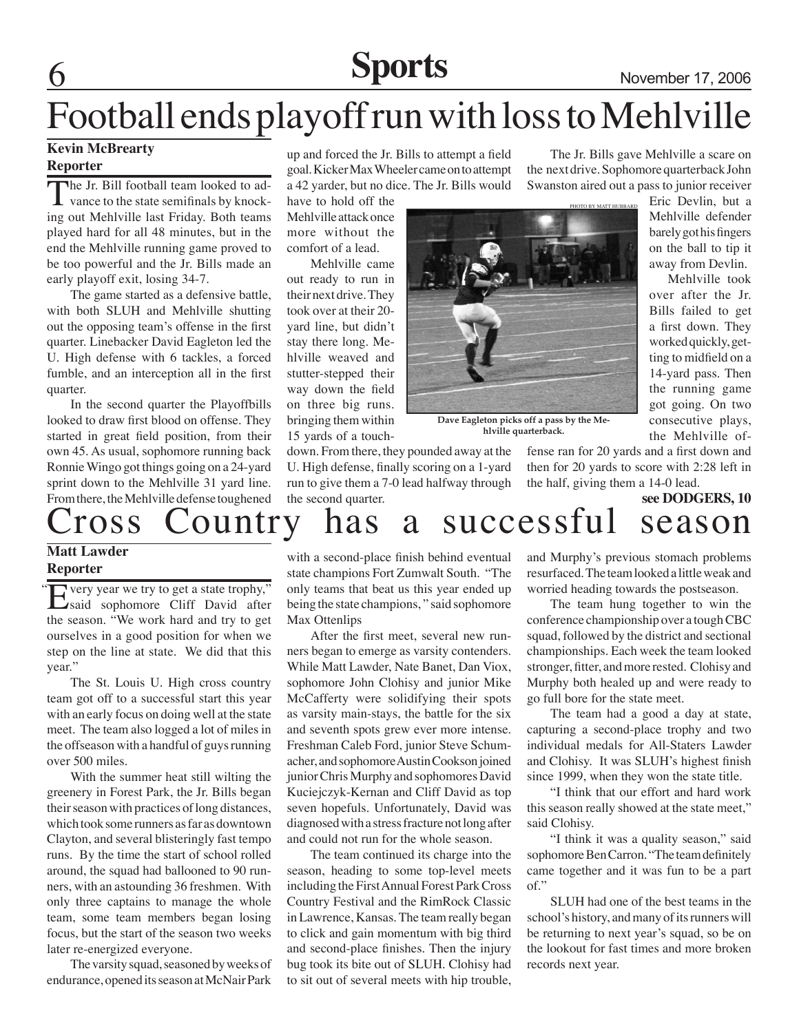# Football ends playoff run with loss to Mehlville

**Kevin McBrearty**
**Reporter**

The Jr. Bill football team looked to advance to the state semifinals by knocking out Mehlville last Friday. Both teams played hard for all 48 minutes, but in the end the Mehlville running game proved to be too powerful and the Jr. Bills made an early playoff exit, losing 34-7.

The game started as a defensive battle, with both SLUH and Mehlville shutting out the opposing team's offense in the first quarter. Linebacker David Eagleton led the U. High defense with 6 tackles, a forced fumble, and an interception all in the first quarter.

In the second quarter the Playoffbills looked to draw first blood on offense. They started in great field position, from their own 45. As usual, sophomore running back Ronnie Wingo got things going on a 24-yard sprint down to the Mehlville 31 yard line. From there, the Mehlville defense toughened up and forced the Jr. Bills to attempt a field goal. Kicker Max Wheeler came on to attempt a 42 yarder, but no dice. The Jr. Bills would have to hold off the Mehlville attack once more without the comfort of a lead.

Mehlville came out ready to run in their next drive. They took over at their 20-yard line, but didn't stay there long. Mehlville weaved and stutter-stepped their way down the field on three big runs. bringing them within 15 yards of a touchdown. From there, they pounded away at the U. High defense, finally scoring on a 1-yard run to give them a 7-0 lead halfway through the second quarter.

PHOTO BY MATT HUBBARD

Dave Eagleton picks off a pass by the Mehlville quarterback.

The Jr. Bills gave Mehlville a scare on the next drive. Sophomore quarterback John Swanston aired out a pass to junior receiver Eric Devlin, but a Mehlville defender barely got his fingers on the ball to tip it away from Devlin.

Mehlville took over after the Jr. Bills failed to get a first down. They worked quickly, getting to midfield on a 14-yard pass. Then the running game got going. On two consecutive plays, the Mehlville offense ran for 20 yards and a first down and then for 20 yards to score with 2:28 left in the half, giving them a 14-0 lead.

**see DODGERS, 10**

# Cross Country has a successful season

**Matt Lawder**
**Reporter**

"Every year we try to get a state trophy," said sophomore Cliff David after the season. "We work hard and try to get ourselves in a good position for when we step on the line at state. We did that this year."

The St. Louis U. High cross country team got off to a successful start this year with an early focus on doing well at the state meet. The team also logged a lot of miles in the offseason with a handful of guys running over 500 miles.

With the summer heat still wilting the greenery in Forest Park, the Jr. Bills began their season with practices of long distances, which took some runners as far as downtown Clayton, and several blisteringly fast tempo runs. By the time the start of school rolled around, the squad had ballooned to 90 runners, with an astounding 36 freshmen. With only three captains to manage the whole team, some team members began losing focus, but the start of the season two weeks later re-energized everyone.

The varsity squad, seasoned by weeks of endurance, opened its season at McNair Park with a second-place finish behind eventual state champions Fort Zumwalt South. "The only teams that beat us this year ended up being the state champions," said sophomore Max Ottenlips

After the first meet, several new runners began to emerge as varsity contenders. While Matt Lawder, Nate Banet, Dan Viox, sophomore John Clohisy and junior Mike McCafferty were solidifying their spots as varsity main-stays, the battle for the six and seventh spots grew ever more intense. Freshman Caleb Ford, junior Steve Schumacher, and sophomore Austin Cookson joined junior Chris Murphy and sophomores David Kuciejczyk-Kernan and Cliff David as top seven hopefuls. Unfortunately, David was diagnosed with a stress fracture not long after and could not run for the whole season.

The team continued its charge into the season, heading to some top-level meets including the First Annual Forest Park Cross Country Festival and the RimRock Classic in Lawrence, Kansas. The team really began to click and gain momentum with big third and second-place finishes. Then the injury bug took its bite out of SLUH. Clohisy had to sit out of several meets with hip trouble, and Murphy's previous stomach problems resurfaced. The team looked a little weak and worried heading towards the postseason.

The team hung together to win the conference championship over a tough CBC squad, followed by the district and sectional championships. Each week the team looked stronger, fitter, and more rested. Clohisy and Murphy both healed up and were ready to go full bore for the state meet.

The team had a good a day at state, capturing a second-place trophy and two individual medals for All-Staters Lawder and Clohisy. It was SLUH's highest finish since 1999, when they won the state title.

"I think that our effort and hard work this season really showed at the state meet," said Clohisy.

"I think it was a quality season," said sophomore Ben Carron. "The team definitely came together and it was fun to be a part of."

SLUH had one of the best teams in the school's history, and many of its runners will be returning to next year's squad, so be on the lookout for fast times and more broken records next year.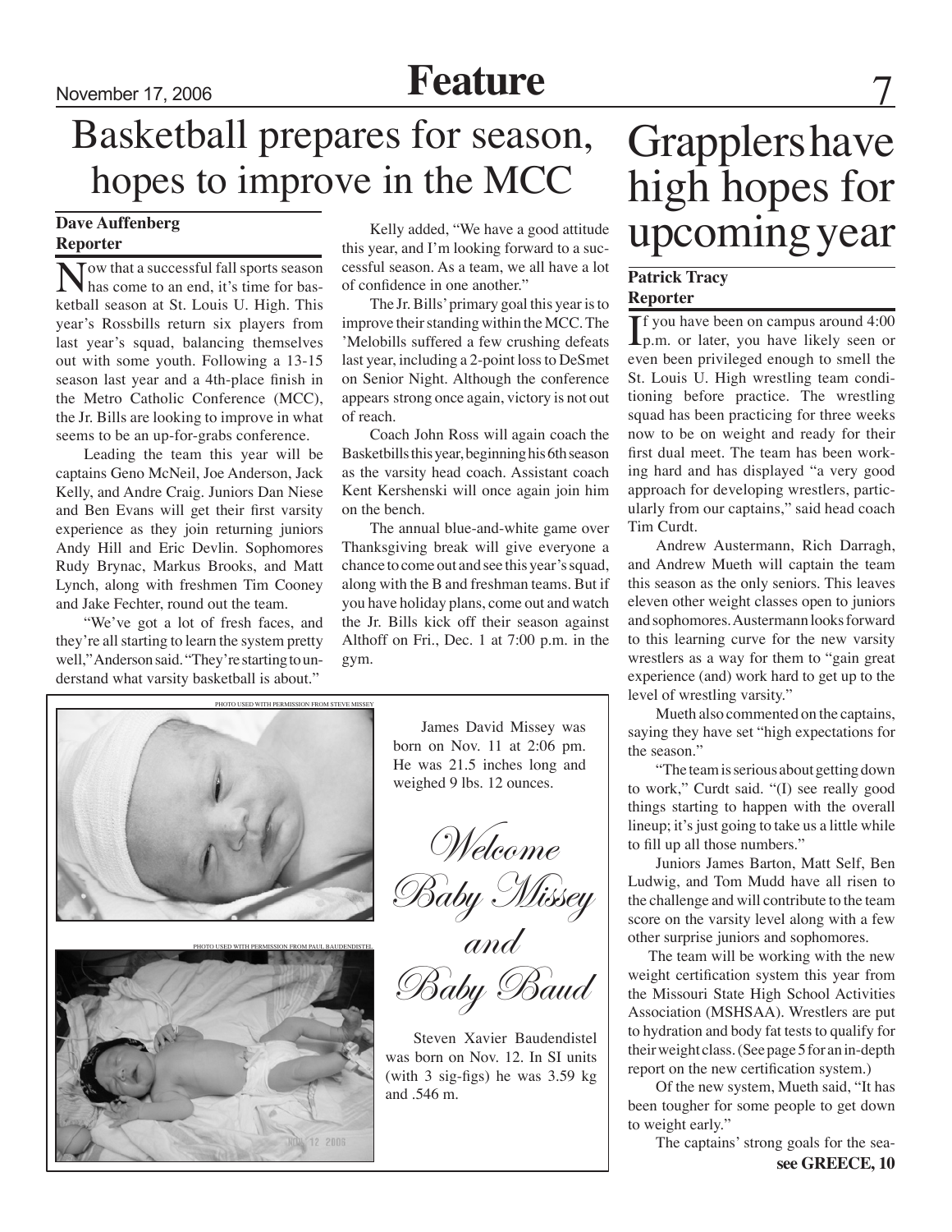# Basketball prepares for season, hopes to improve in the MCC

**Dave Auffenberg**
**Reporter**

Now that a successful fall sports season has come to an end, it's time for basketball season at St. Louis U. High. This year's Rossbills return six players from last year's squad, balancing themselves out with some youth. Following a 13-15 season last year and a 4th-place finish in the Metro Catholic Conference (MCC), the Jr. Bills are looking to improve in what seems to be an up-for-grabs conference.

Leading the team this year will be captains Geno McNeil, Joe Anderson, Jack Kelly, and Andre Craig. Juniors Dan Niese and Ben Evans will get their first varsity experience as they join returning juniors Andy Hill and Eric Devlin. Sophomores Rudy Brynac, Markus Brooks, and Matt Lynch, along with freshmen Tim Cooney and Jake Fechter, round out the team.

"We've got a lot of fresh faces, and they're all starting to learn the system pretty well," Anderson said. "They're starting to understand what varsity basketball is about."

Kelly added, "We have a good attitude this year, and I'm looking forward to a successful season. As a team, we all have a lot of confidence in one another."

The Jr. Bills' primary goal this year is to improve their standing within the MCC. The 'Melobills suffered a few crushing defeats last year, including a 2-point loss to DeSmet on Senior Night. Although the conference appears strong once again, victory is not out of reach.

Coach John Ross will again coach the Basketbills this year, beginning his 6th season as the varsity head coach. Assistant coach Kent Kershenski will once again join him on the bench.

The annual blue-and-white game over Thanksgiving break will give everyone a chance to come out and see this year's squad, along with the B and freshman teams. But if you have holiday plans, come out and watch the Jr. Bills kick off their season against Althoff on Fri., Dec. 1 at 7:00 p.m. in the gym.

PHOTO USED WITH PERMISSION FROM STEVE MISSEY

James David Missey was born on Nov. 11 at 2:06 pm. He was 21.5 inches long and weighed 9 lbs. 12 ounces.

*Welcome Baby Missey and Baby Baud*

PHOTO USED WITH PERMISSION FROM PAUL BAUDENDISTEL

Steven Xavier Baudendistel was born on Nov. 12. In SI units (with 3 sig-figs) he was 3.59 kg and .546 m.

# Grapplers have high hopes for upcoming year

**Patrick Tracy**
**Reporter**

If you have been on campus around 4:00 p.m. or later, you have likely seen or even been privileged enough to smell the St. Louis U. High wrestling team conditioning before practice. The wrestling squad has been practicing for three weeks now to be on weight and ready for their first dual meet. The team has been working hard and has displayed "a very good approach for developing wrestlers, particularly from our captains," said head coach Tim Curdt.

Andrew Austermann, Rich Darragh, and Andrew Mueth will captain the team this season as the only seniors. This leaves eleven other weight classes open to juniors and sophomores. Austermann looks forward to this learning curve for the new varsity wrestlers as a way for them to "gain great experience (and) work hard to get up to the level of wrestling varsity."

Mueth also commented on the captains, saying they have set "high expectations for the season."

"The team is serious about getting down to work," Curdt said. "(I) see really good things starting to happen with the overall lineup; it's just going to take us a little while to fill up all those numbers."

Juniors James Barton, Matt Self, Ben Ludwig, and Tom Mudd have all risen to the challenge and will contribute to the team score on the varsity level along with a few other surprise juniors and sophomores.

The team will be working with the new weight certification system this year from the Missouri State High School Activities Association (MSHSAA). Wrestlers are put to hydration and body fat tests to qualify for their weight class. (See page 5 for an in-depth report on the new certification system.)

Of the new system, Mueth said, "It has been tougher for some people to get down to weight early."

The captains' strong goals for the sea-

**see GREECE, 10**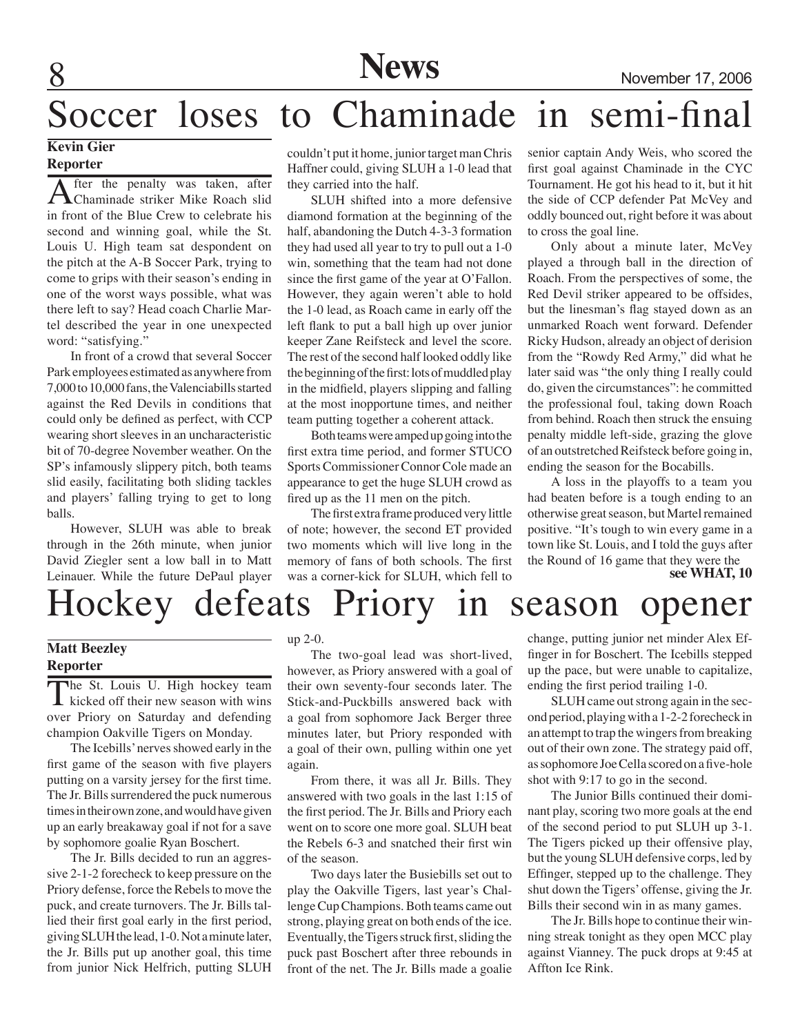# Soccer loses to Chaminade in semi-final

**Kevin Gier**
**Reporter**

After the penalty was taken, after Chaminade striker Mike Roach slid in front of the Blue Crew to celebrate his second and winning goal, while the St. Louis U. High team sat despondent on the pitch at the A-B Soccer Park, trying to come to grips with their season's ending in one of the worst ways possible, what was there left to say? Head coach Charlie Martel described the year in one unexpected word: "satisfying."

In front of a crowd that several Soccer Park employees estimated as anywhere from 7,000 to 10,000 fans, the Valenciabills started against the Red Devils in conditions that could only be defined as perfect, with CCP wearing short sleeves in an uncharacteristic bit of 70-degree November weather. On the SP's infamously slippery pitch, both teams slid easily, facilitating both sliding tackles and players' falling trying to get to long balls.

However, SLUH was able to break through in the 26th minute, when junior David Ziegler sent a low ball in to Matt Leinauer. While the future DePaul player couldn't put it home, junior target man Chris Haffner could, giving SLUH a 1-0 lead that they carried into the half.

SLUH shifted into a more defensive diamond formation at the beginning of the half, abandoning the Dutch 4-3-3 formation they had used all year to try to pull out a 1-0 win, something that the team had not done since the first game of the year at O'Fallon. However, they again weren't able to hold the 1-0 lead, as Roach came in early off the left flank to put a ball high up over junior keeper Zane Reifsteck and level the score. The rest of the second half looked oddly like the beginning of the first: lots of muddled play in the midfield, players slipping and falling at the most inopportune times, and neither team putting together a coherent attack.

Both teams were amped up going into the first extra time period, and former STUCO Sports Commissioner Connor Cole made an appearance to get the huge SLUH crowd as fired up as the 11 men on the pitch.

The first extra frame produced very little of note; however, the second ET provided two moments which will live long in the memory of fans of both schools. The first was a corner-kick for SLUH, which fell to senior captain Andy Weis, who scored the first goal against Chaminade in the CYC Tournament. He got his head to it, but it hit the side of CCP defender Pat McVey and oddly bounced out, right before it was about to cross the goal line.

Only about a minute later, McVey played a through ball in the direction of Roach. From the perspectives of some, the Red Devil striker appeared to be offsides, but the linesman's flag stayed down as an unmarked Roach went forward. Defender Ricky Hudson, already an object of derision from the "Rowdy Red Army," did what he later said was "the only thing I really could do, given the circumstances": he committed the professional foul, taking down Roach from behind. Roach then struck the ensuing penalty middle left-side, grazing the glove of an outstretched Reifsteck before going in, ending the season for the Bocabills.

A loss in the playoffs to a team you had beaten before is a tough ending to an otherwise great season, but Martel remained positive. "It's tough to win every game in a town like St. Louis, and I told the guys after the Round of 16 game that they were the

**see WHAT, 10**

# Hockey defeats Priory in season opener

**Matt Beezley**
**Reporter**

The St. Louis U. High hockey team kicked off their new season with wins over Priory on Saturday and defending champion Oakville Tigers on Monday.

The Icebills' nerves showed early in the first game of the season with five players putting on a varsity jersey for the first time. The Jr. Bills surrendered the puck numerous times in their own zone, and would have given up an early breakaway goal if not for a save by sophomore goalie Ryan Boschert.

The Jr. Bills decided to run an aggressive 2-1-2 forecheck to keep pressure on the Priory defense, force the Rebels to move the puck, and create turnovers. The Jr. Bills tallied their first goal early in the first period, giving SLUH the lead, 1-0. Not a minute later, the Jr. Bills put up another goal, this time from junior Nick Helfrich, putting SLUH up 2-0.

The two-goal lead was short-lived, however, as Priory answered with a goal of their own seventy-four seconds later. The Stick-and-Puckbills answered back with a goal from sophomore Jack Berger three minutes later, but Priory responded with a goal of their own, pulling within one yet again.

From there, it was all Jr. Bills. They answered with two goals in the last 1:15 of the first period. The Jr. Bills and Priory each went on to score one more goal. SLUH beat the Rebels 6-3 and snatched their first win of the season.

Two days later the Busiebills set out to play the Oakville Tigers, last year's Challenge Cup Champions. Both teams came out strong, playing great on both ends of the ice. Eventually, the Tigers struck first, sliding the puck past Boschert after three rebounds in front of the net. The Jr. Bills made a goalie change, putting junior net minder Alex Effinger in for Boschert. The Icebills stepped up the pace, but were unable to capitalize, ending the first period trailing 1-0.

SLUH came out strong again in the second period, playing with a 1-2-2 forecheck in an attempt to trap the wingers from breaking out of their own zone. The strategy paid off, as sophomore Joe Cella scored on a five-hole shot with 9:17 to go in the second.

The Junior Bills continued their dominant play, scoring two more goals at the end of the second period to put SLUH up 3-1. The Tigers picked up their offensive play, but the young SLUH defensive corps, led by Effinger, stepped up to the challenge. They shut down the Tigers' offense, giving the Jr. Bills their second win in as many games.

The Jr. Bills hope to continue their winning streak tonight as they open MCC play against Vianney. The puck drops at 9:45 at Affton Ice Rink.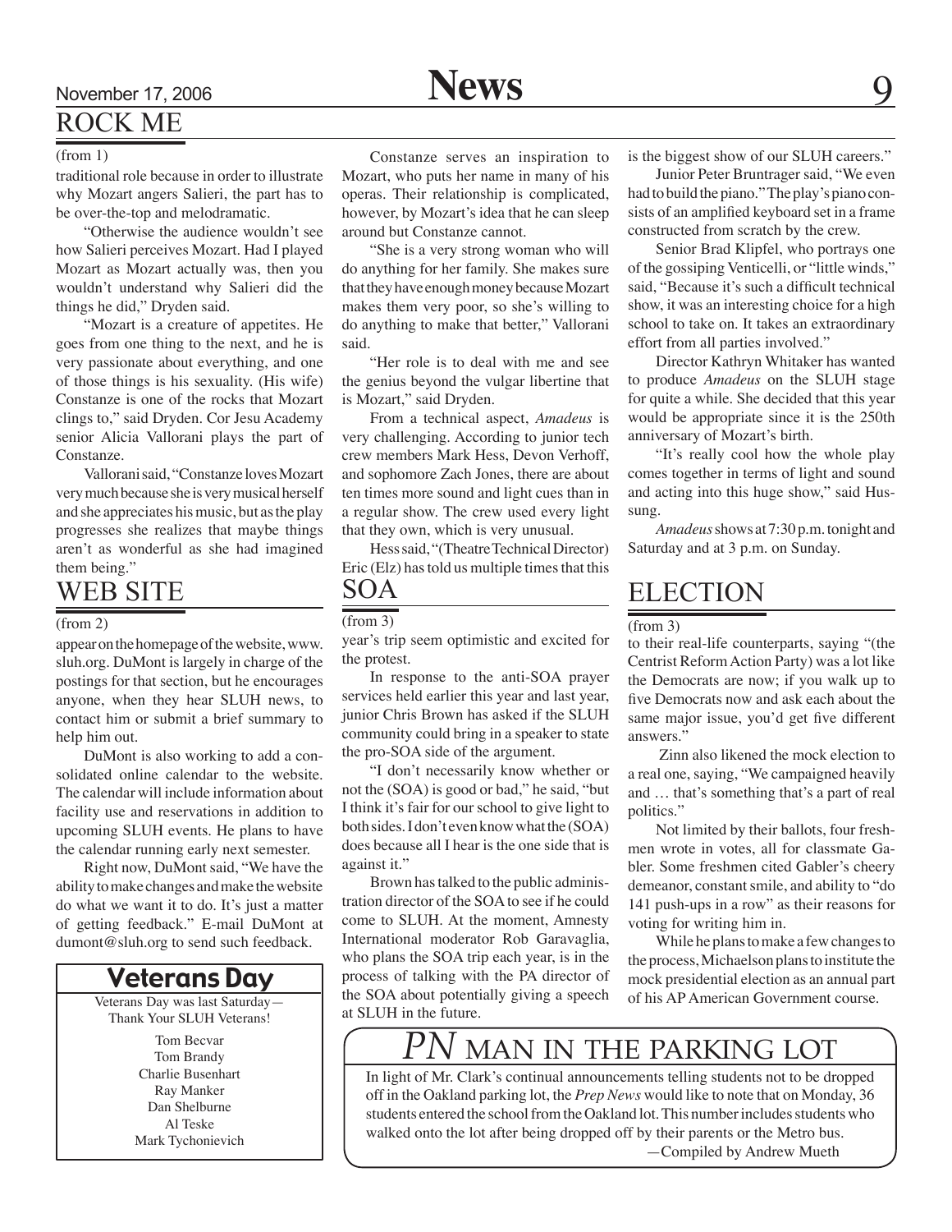## ROCK ME

(from 1)

traditional role because in order to illustrate why Mozart angers Salieri, the part has to be over-the-top and melodramatic.

"Otherwise the audience wouldn't see how Salieri perceives Mozart. Had I played Mozart as Mozart actually was, then you wouldn't understand why Salieri did the things he did," Dryden said.

"Mozart is a creature of appetites. He goes from one thing to the next, and he is very passionate about everything, and one of those things is his sexuality. (His wife) Constanze is one of the rocks that Mozart clings to," said Dryden. Cor Jesu Academy senior Alicia Vallorani plays the part of Constanze.

Vallorani said, "Constanze loves Mozart very much because she is very musical herself and she appreciates his music, but as the play progresses she realizes that maybe things aren't as wonderful as she had imagined them being."

Constanze serves an inspiration to Mozart, who puts her name in many of his operas. Their relationship is complicated, however, by Mozart's idea that he can sleep around but Constanze cannot.

"She is a very strong woman who will do anything for her family. She makes sure that they have enough money because Mozart makes them very poor, so she's willing to do anything to make that better," Vallorani said.

"Her role is to deal with me and see the genius beyond the vulgar libertine that is Mozart," said Dryden.

From a technical aspect, *Amadeus* is very challenging. According to junior tech crew members Mark Hess, Devon Verhoff, and sophomore Zach Jones, there are about ten times more sound and light cues than in a regular show. The crew used every light that they own, which is very unusual.

Hess said, "(Theatre Technical Director) Eric (Elz) has told us multiple times that this is the biggest show of our SLUH careers."

Junior Peter Bruntrager said, "We even had to build the piano." The play's piano consists of an amplified keyboard set in a frame constructed from scratch by the crew.

Senior Brad Klipfel, who portrays one of the gossiping Venticelli, or "little winds," said, "Because it's such a difficult technical show, it was an interesting choice for a high school to take on. It takes an extraordinary effort from all parties involved."

Director Kathryn Whitaker has wanted to produce *Amadeus* on the SLUH stage for quite a while. She decided that this year would be appropriate since it is the 250th anniversary of Mozart's birth.

"It's really cool how the whole play comes together in terms of light and sound and acting into this huge show," said Hussung.

*Amadeus* shows at 7:30 p.m. tonight and Saturday and at 3 p.m. on Sunday.

## WEB SITE

(from 2)

appear on the homepage of the website, www.sluh.org. DuMont is largely in charge of the postings for that section, but he encourages anyone, when they hear SLUH news, to contact him or submit a brief summary to help him out.

DuMont is also working to add a consolidated online calendar to the website. The calendar will include information about facility use and reservations in addition to upcoming SLUH events. He plans to have the calendar running early next semester.

Right now, DuMont said, "We have the ability to make changes and make the website do what we want it to do. It's just a matter of getting feedback." E-mail DuMont at dumont@sluh.org to send such feedback.

## Veterans Day

Veterans Day was last Saturday— Thank Your SLUH Veterans!

Tom Becvar
Tom Brandy
Charlie Busenhart
Ray Manker
Dan Shelburne
Al Teske
Mark Tychonievich

## SOA

(from 3)

year's trip seem optimistic and excited for the protest.

In response to the anti-SOA prayer services held earlier this year and last year, junior Chris Brown has asked if the SLUH community could bring in a speaker to state the pro-SOA side of the argument.

"I don't necessarily know whether or not the (SOA) is good or bad," he said, "but I think it's fair for our school to give light to both sides. I don't even know what the (SOA) does because all I hear is the one side that is against it."

Brown has talked to the public administration director of the SOA to see if he could come to SLUH. At the moment, Amnesty International moderator Rob Garavaglia, who plans the SOA trip each year, is in the process of talking with the PA director of the SOA about potentially giving a speech at SLUH in the future.

## ELECTION

(from 3)

to their real-life counterparts, saying "(the Centrist Reform Action Party) was a lot like the Democrats are now; if you walk up to five Democrats now and ask each about the same major issue, you'd get five different answers."

Zinn also likened the mock election to a real one, saying, "We campaigned heavily and … that's something that's a part of real politics."

Not limited by their ballots, four freshmen wrote in votes, all for classmate Gabler. Some freshmen cited Gabler's cheery demeanor, constant smile, and ability to "do 141 push-ups in a row" as their reasons for voting for writing him in.

While he plans to make a few changes to the process, Michaelson plans to institute the mock presidential election as an annual part of his AP American Government course.

## *PN* MAN IN THE PARKING LOT

In light of Mr. Clark's continual announcements telling students not to be dropped off in the Oakland parking lot, the *Prep News* would like to note that on Monday, 36 students entered the school from the Oakland lot. This number includes students who walked onto the lot after being dropped off by their parents or the Metro bus.

—Compiled by Andrew Mueth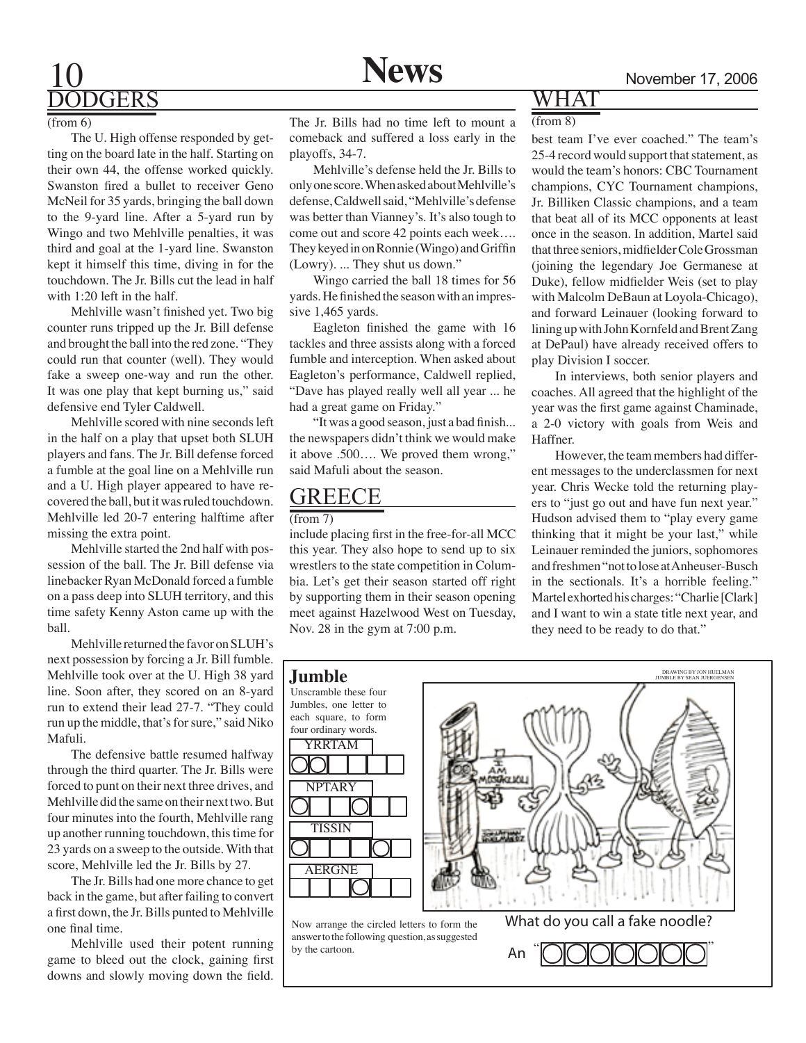## DODGERS

(from 6)

The U. High offense responded by getting on the board late in the half. Starting on their own 44, the offense worked quickly. Swanston fired a bullet to receiver Geno McNeil for 35 yards, bringing the ball down to the 9-yard line. After a 5-yard run by Wingo and two Mehlville penalties, it was third and goal at the 1-yard line. Swanston kept it himself this time, diving in for the touchdown. The Jr. Bills cut the lead in half with 1:20 left in the half.

Mehlville wasn't finished yet. Two big counter runs tripped up the Jr. Bill defense and brought the ball into the red zone. "They could run that counter (well). They would fake a sweep one-way and run the other. It was one play that kept burning us," said defensive end Tyler Caldwell.

Mehlville scored with nine seconds left in the half on a play that upset both SLUH players and fans. The Jr. Bill defense forced a fumble at the goal line on a Mehlville run and a U. High player appeared to have recovered the ball, but it was ruled touchdown. Mehlville led 20-7 entering halftime after missing the extra point.

Mehlville started the 2nd half with possession of the ball. The Jr. Bill defense via linebacker Ryan McDonald forced a fumble on a pass deep into SLUH territory, and this time safety Kenny Aston came up with the ball.

Mehlville returned the favor on SLUH's next possession by forcing a Jr. Bill fumble. Mehlville took over at the U. High 38 yard line. Soon after, they scored on an 8-yard run to extend their lead 27-7. "They could run up the middle, that's for sure," said Niko Mafuli.

The defensive battle resumed halfway through the third quarter. The Jr. Bills were forced to punt on their next three drives, and Mehlville did the same on their next two. But four minutes into the fourth, Mehlville rang up another running touchdown, this time for 23 yards on a sweep to the outside. With that score, Mehlville led the Jr. Bills by 27.

The Jr. Bills had one more chance to get back in the game, but after failing to convert a first down, the Jr. Bills punted to Mehlville one final time.

Mehlville used their potent running game to bleed out the clock, gaining first downs and slowly moving down the field. The Jr. Bills had no time left to mount a comeback and suffered a loss early in the playoffs, 34-7.

Mehlville's defense held the Jr. Bills to only one score. When asked about Mehlville's defense, Caldwell said, "Mehlville's defense was better than Vianney's. It's also tough to come out and score 42 points each week…. They keyed in on Ronnie (Wingo) and Griffin (Lowry). ... They shut us down."

Wingo carried the ball 18 times for 56 yards. He finished the season with an impressive 1,465 yards.

Eagleton finished the game with 16 tackles and three assists along with a forced fumble and interception. When asked about Eagleton's performance, Caldwell replied, "Dave has played really well all year ... he had a great game on Friday."

"It was a good season, just a bad finish... the newspapers didn't think we would make it above .500…. We proved them wrong," said Mafuli about the season.

## GREECE

(from 7)

include placing first in the free-for-all MCC this year. They also hope to send up to six wrestlers to the state competition in Columbia. Let's get their season started off right by supporting them in their season opening meet against Hazelwood West on Tuesday, Nov. 28 in the gym at 7:00 p.m.

## WHAT

(from 8)

best team I've ever coached." The team's 25-4 record would support that statement, as would the team's honors: CBC Tournament champions, CYC Tournament champions, Jr. Billiken Classic champions, and a team that beat all of its MCC opponents at least once in the season. In addition, Martel said that three seniors, midfielder Cole Grossman (joining the legendary Joe Germanese at Duke), fellow midfielder Weis (set to play with Malcolm DeBaun at Loyola-Chicago), and forward Leinauer (looking forward to lining up with John Kornfeld and Brent Zang at DePaul) have already received offers to play Division I soccer.

In interviews, both senior players and coaches. All agreed that the highlight of the year was the first game against Chaminade, a 2-0 victory with goals from Weis and Haffner.

However, the team members had different messages to the underclassmen for next year. Chris Wecke told the returning players to "just go out and have fun next year." Hudson advised them to "play every game thinking that it might be your last," while Leinauer reminded the juniors, sophomores and freshmen "not to lose at Anheuser-Busch in the sectionals. It's a horrible feeling." Martel exhorted his charges: "Charlie [Clark] and I want to win a state title next year, and they need to be ready to do that."

## Jumble

DRAWING BY JON HUELMAN
JUMBLE BY SEAN JUERGENSEN

Unscramble these four Jumbles, one letter to each square, to form four ordinary words.

YRRTAM

NPTARY

TISSIN

AERGNE

Now arrange the circled letters to form the answer to the following question, as suggested by the cartoon.

What do you call a fake noodle?

An "_ _ _ _ _ _ _ _"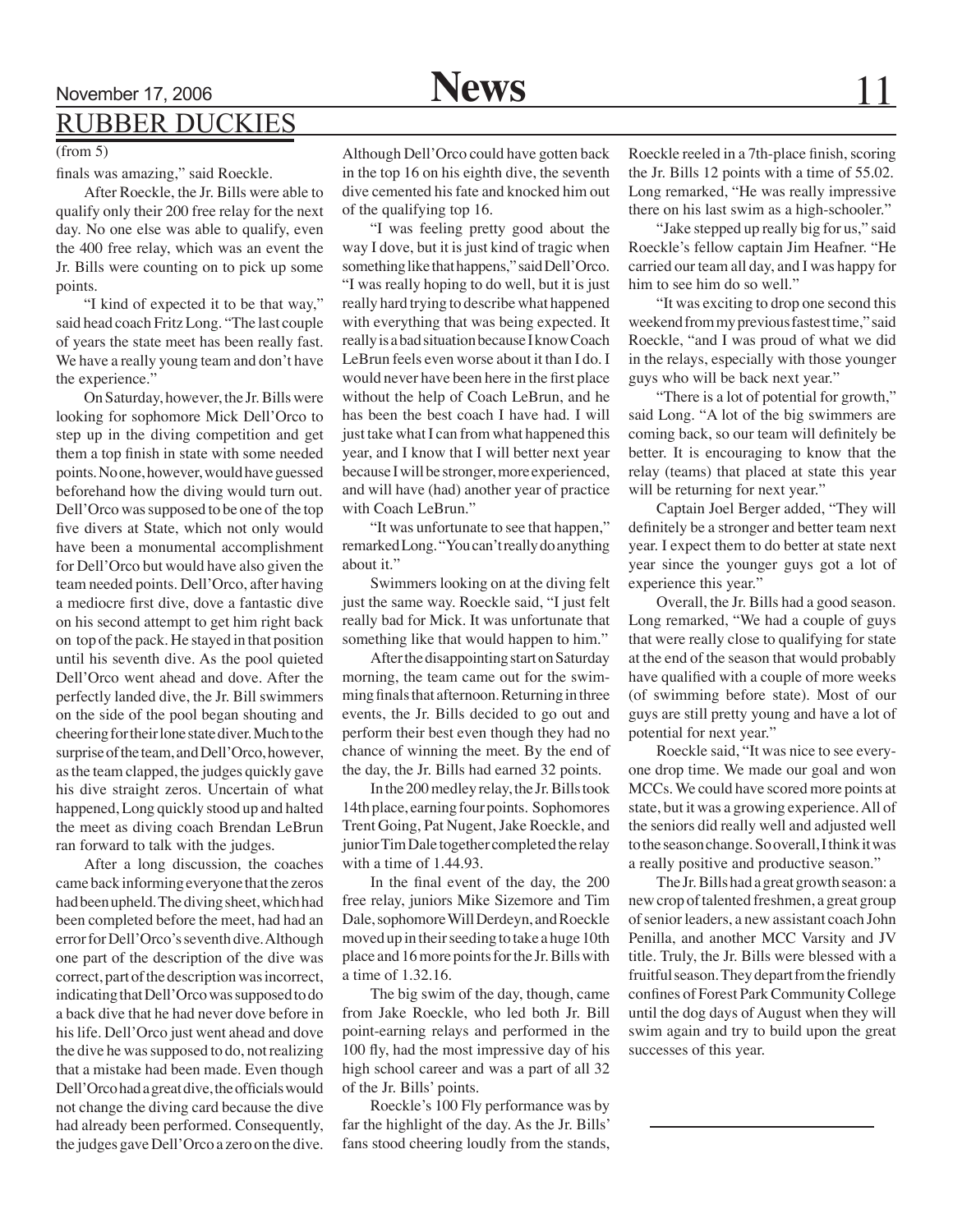## RUBBER DUCKIES

(from 5)

finals was amazing," said Roeckle.

After Roeckle, the Jr. Bills were able to qualify only their 200 free relay for the next day. No one else was able to qualify, even the 400 free relay, which was an event the Jr. Bills were counting on to pick up some points.

"I kind of expected it to be that way," said head coach Fritz Long. "The last couple of years the state meet has been really fast. We have a really young team and don't have the experience."

On Saturday, however, the Jr. Bills were looking for sophomore Mick Dell'Orco to step up in the diving competition and get them a top finish in state with some needed points. No one, however, would have guessed beforehand how the diving would turn out. Dell'Orco was supposed to be one of the top five divers at State, which not only would have been a monumental accomplishment for Dell'Orco but would have also given the team needed points. Dell'Orco, after having a mediocre first dive, dove a fantastic dive on his second attempt to get him right back on top of the pack. He stayed in that position until his seventh dive. As the pool quieted Dell'Orco went ahead and dove. After the perfectly landed dive, the Jr. Bill swimmers on the side of the pool began shouting and cheering for their lone state diver. Much to the surprise of the team, and Dell'Orco, however, as the team clapped, the judges quickly gave his dive straight zeros. Uncertain of what happened, Long quickly stood up and halted the meet as diving coach Brendan LeBrun ran forward to talk with the judges.

After a long discussion, the coaches came back informing everyone that the zeros had been upheld. The diving sheet, which had been completed before the meet, had had an error for Dell'Orco's seventh dive. Although one part of the description of the dive was correct, part of the description was incorrect, indicating that Dell'Orco was supposed to do a back dive that he had never dove before in his life. Dell'Orco just went ahead and dove the dive he was supposed to do, not realizing that a mistake had been made. Even though Dell'Orco had a great dive, the officials would not change the diving card because the dive had already been performed. Consequently, the judges gave Dell'Orco a zero on the dive. Although Dell'Orco could have gotten back in the top 16 on his eighth dive, the seventh dive cemented his fate and knocked him out of the qualifying top 16.

"I was feeling pretty good about the way I dove, but it is just kind of tragic when something like that happens," said Dell'Orco. "I was really hoping to do well, but it is just really hard trying to describe what happened with everything that was being expected. It really is a bad situation because I know Coach LeBrun feels even worse about it than I do. I would never have been here in the first place without the help of Coach LeBrun, and he has been the best coach I have had. I will just take what I can from what happened this year, and I know that I will better next year because I will be stronger, more experienced, and will have (had) another year of practice with Coach LeBrun."

"It was unfortunate to see that happen," remarked Long. "You can't really do anything about it."

Swimmers looking on at the diving felt just the same way. Roeckle said, "I just felt really bad for Mick. It was unfortunate that something like that would happen to him."

After the disappointing start on Saturday morning, the team came out for the swimming finals that afternoon. Returning in three events, the Jr. Bills decided to go out and perform their best even though they had no chance of winning the meet. By the end of the day, the Jr. Bills had earned 32 points.

In the 200 medley relay, the Jr. Bills took 14th place, earning four points. Sophomores Trent Going, Pat Nugent, Jake Roeckle, and junior Tim Dale together completed the relay with a time of 1.44.93.

In the final event of the day, the 200 free relay, juniors Mike Sizemore and Tim Dale, sophomore Will Derdeyn, and Roeckle moved up in their seeding to take a huge 10th place and 16 more points for the Jr. Bills with a time of 1.32.16.

The big swim of the day, though, came from Jake Roeckle, who led both Jr. Bill point-earning relays and performed in the 100 fly, had the most impressive day of his high school career and was a part of all 32 of the Jr. Bills' points.

Roeckle's 100 Fly performance was by far the highlight of the day. As the Jr. Bills' fans stood cheering loudly from the stands, Roeckle reeled in a 7th-place finish, scoring the Jr. Bills 12 points with a time of 55.02. Long remarked, "He was really impressive there on his last swim as a high-schooler."

"Jake stepped up really big for us," said Roeckle's fellow captain Jim Heafner. "He carried our team all day, and I was happy for him to see him do so well."

"It was exciting to drop one second this weekend from my previous fastest time," said Roeckle, "and I was proud of what we did in the relays, especially with those younger guys who will be back next year."

"There is a lot of potential for growth," said Long. "A lot of the big swimmers are coming back, so our team will definitely be better. It is encouraging to know that the relay (teams) that placed at state this year will be returning for next year."

Captain Joel Berger added, "They will definitely be a stronger and better team next year. I expect them to do better at state next year since the younger guys got a lot of experience this year."

Overall, the Jr. Bills had a good season. Long remarked, "We had a couple of guys that were really close to qualifying for state at the end of the season that would probably have qualified with a couple of more weeks (of swimming before state). Most of our guys are still pretty young and have a lot of potential for next year."

Roeckle said, "It was nice to see everyone drop time. We made our goal and won MCCs. We could have scored more points at state, but it was a growing experience. All of the seniors did really well and adjusted well to the season change. So overall, I think it was a really positive and productive season."

The Jr. Bills had a great growth season: a new crop of talented freshmen, a great group of senior leaders, a new assistant coach John Penilla, and another MCC Varsity and JV title. Truly, the Jr. Bills were blessed with a fruitful season. They depart from the friendly confines of Forest Park Community College until the dog days of August when they will swim again and try to build upon the great successes of this year.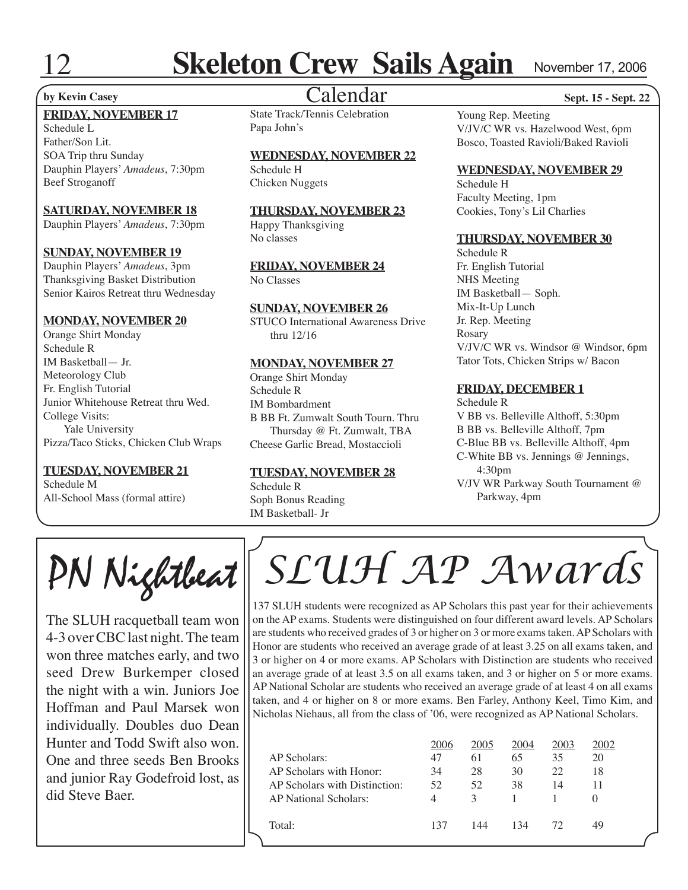# Skeleton Crew Sails Again

## Calendar

by Kevin Casey

Sept. 15 - Sept. 22

**FRIDAY, NOVEMBER 17**
Schedule L
Father/Son Lit.
SOA Trip thru Sunday
Dauphin Players' *Amadeus*, 7:30pm
Beef Stroganoff

**SATURDAY, NOVEMBER 18**
Dauphin Players' *Amadeus*, 7:30pm

**SUNDAY, NOVEMBER 19**
Dauphin Players' *Amadeus*, 3pm
Thanksgiving Basket Distribution
Senior Kairos Retreat thru Wednesday

**MONDAY, NOVEMBER 20**
Orange Shirt Monday
Schedule R
IM Basketball— Jr.
Meteorology Club
Fr. English Tutorial
Junior Whitehouse Retreat thru Wed.
College Visits:
Yale University
Pizza/Taco Sticks, Chicken Club Wraps

**TUESDAY, NOVEMBER 21**
Schedule M
All-School Mass (formal attire)
State Track/Tennis Celebration
Papa John's

**WEDNESDAY, NOVEMBER 22**
Schedule H
Chicken Nuggets

**THURSDAY, NOVEMBER 23**
Happy Thanksgiving
No classes

**FRIDAY, NOVEMBER 24**
No Classes

**SUNDAY, NOVEMBER 26**
STUCO International Awareness Drive thru 12/16

**MONDAY, NOVEMBER 27**
Orange Shirt Monday
Schedule R
IM Bombardment
B BB Ft. Zumwalt South Tourn. Thru Thursday @ Ft. Zumwalt, TBA
Cheese Garlic Bread, Mostaccioli

**TUESDAY, NOVEMBER 28**
Schedule R
Soph Bonus Reading
IM Basketball- Jr
Young Rep. Meeting
V/JV/C WR vs. Hazelwood West, 6pm
Bosco, Toasted Ravioli/Baked Ravioli

**WEDNESDAY, NOVEMBER 29**
Schedule H
Faculty Meeting, 1pm
Cookies, Tony's Lil Charlies

**THURSDAY, NOVEMBER 30**
Schedule R
Fr. English Tutorial
NHS Meeting
IM Basketball— Soph.
Mix-It-Up Lunch
Jr. Rep. Meeting
Rosary
V/JV/C WR vs. Windsor @ Windsor, 6pm
Tator Tots, Chicken Strips w/ Bacon

**FRIDAY, DECEMBER 1**
Schedule R
V BB vs. Belleville Althoff, 5:30pm
B BB vs. Belleville Althoff, 7pm
C-Blue BB vs. Belleville Althoff, 4pm
C-White BB vs. Jennings @ Jennings, 4:30pm
V/JV WR Parkway South Tournament @ Parkway, 4pm

## PN Nightbeat

The SLUH racquetball team won 4-3 over CBC last night. The team won three matches early, and two seed Drew Burkemper closed the night with a win. Juniors Joe Hoffman and Paul Marsek won individually. Doubles duo Dean Hunter and Todd Swift also won. One and three seeds Ben Brooks and junior Ray Godefroid lost, as did Steve Baer.

## SLUH AP Awards

137 SLUH students were recognized as AP Scholars this past year for their achievements on the AP exams. Students were distinguished on four different award levels. AP Scholars are students who received grades of 3 or higher on 3 or more exams taken. AP Scholars with Honor are students who received an average grade of at least 3.25 on all exams taken, and 3 or higher on 4 or more exams. AP Scholars with Distinction are students who received an average grade of at least 3.5 on all exams taken, and 3 or higher on 5 or more exams. AP National Scholar are students who received an average grade of at least 4 on all exams taken, and 4 or higher on 8 or more exams. Ben Farley, Anthony Keel, Timo Kim, and Nicholas Niehaus, all from the class of '06, were recognized as AP National Scholars.

| | 2006 | 2005 | 2004 | 2003 | 2002 |
|---|---|---|---|---|---|
| AP Scholars: | 47 | 61 | 65 | 35 | 20 |
| AP Scholars with Honor: | 34 | 28 | 30 | 22 | 18 |
| AP Scholars with Distinction: | 52 | 52 | 38 | 14 | 11 |
| AP National Scholars: | 4 | 3 | 1 | 1 | 0 |
| Total: | 137 | 144 | 134 | 72 | 49 |